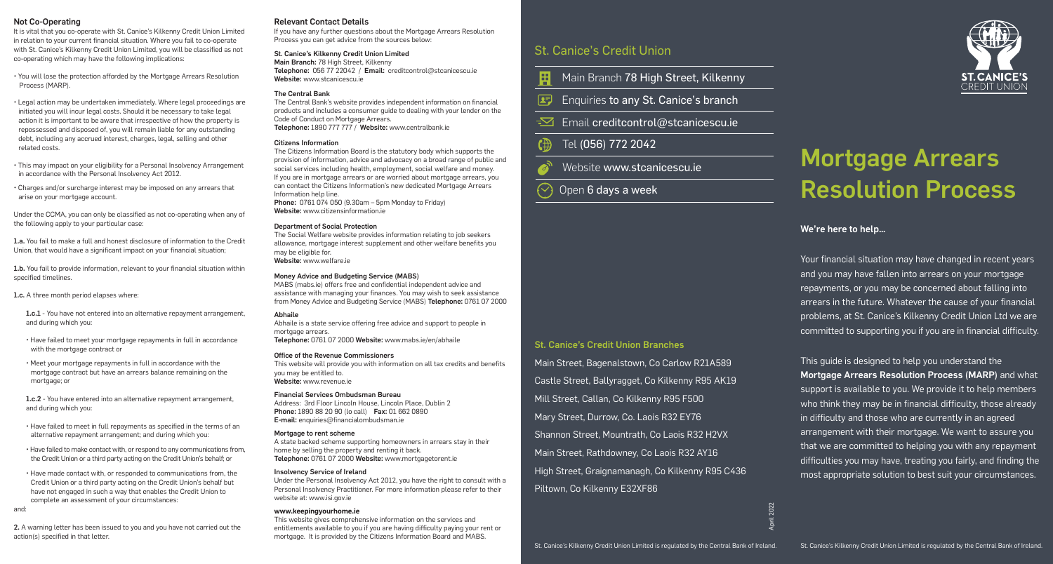## Not Co-Operating

It is vital that you co-operate with St. Canice's Kilkenny Credit Union Limited in relation to your current financial situation. Where you fail to co-operate with St. Canice's Kilkenny Credit Union Limited, you will be classified as not co-operating which may have the following implications:

- You will lose the protection afforded by the Mortgage Arrears Resolution Process (MARP).
- Legal action may be undertaken immediately. Where legal proceedings are initiated you will incur legal costs. Should it be necessary to take legal action it is important to be aware that irrespective of how the property is repossessed and disposed of, you will remain liable for any outstanding debt, including any accrued interest, charges, legal, selling and other related costs.
- This may impact on your eligibility for a Personal Insolvency Arrangement in accordance with the Personal Insolvency Act 2012.
- Charges and/or surcharge interest may be imposed on any arrears that arise on your mortgage account.

Under the CCMA, you can only be classified as not co-operating when any of the following apply to your particular case:

**1.a.** You fail to make a full and honest disclosure of information to the Credit Union, that would have a significant impact on your financial situation;

**1.b.** You fail to provide information, relevant to your financial situation within specified timelines.

**1.c.** A three month period elapses where:

**1.c.1** - You have not entered into an alternative repayment arrangement, and during which you:

- Have failed to meet your mortgage repayments in full in accordance with the mortgage contract or
- Meet your mortgage repayments in full in accordance with the mortgage contract but have an arrears balance remaining on the mortgage; or

**1.c.2** - You have entered into an alternative repayment arrangement, and during which you:

- Have failed to meet in full repayments as specified in the terms of an alternative repayment arrangement; and during which you:
- Have failed to make contact with, or respond to any communications from, the Credit Union or a third party acting on the Credit Union's behalf; or
- Have made contact with, or responded to communications from, the Credit Union or a third party acting on the Credit Union's behalf but have not engaged in such a way that enables the Credit Union to complete an assessment of your circumstances:

and:

**2.** A warning letter has been issued to you and you have not carried out the action(s) specified in that letter.

## Relevant Contact Details

If you have any further questions about the Mortgage Arrears Resolution Process you can get advice from the sources below:

**St. Canice's Kilkenny Credit Union Limited**
**Main Branch:** 78 High Street, Kilkenny
**Telephone:** 056 77 22042 / **Email:** creditcontrol@stcanicescu.ie
**Website:** www.stcanicescu.ie

**The Central Bank**
The Central Bank's website provides independent information on financial products and includes a consumer guide to dealing with your lender on the Code of Conduct on Mortgage Arrears.
**Telephone:** 1890 777 777 / **Website:** www.centralbank.ie

**Citizens Information**
The Citizens Information Board is the statutory body which supports the provision of information, advice and advocacy on a broad range of public and social services including health, employment, social welfare and money. If you are in mortgage arrears or are worried about mortgage arrears, you can contact the Citizens Information's new dedicated Mortgage Arrears Information help line.
**Phone:** 0761 074 050 (9.30am – 5pm Monday to Friday)
**Website:** www.citizensinformation.ie

**Department of Social Protection**
The Social Welfare website provides information relating to job seekers allowance, mortgage interest supplement and other welfare benefits you may be eligible for.
**Website:** www.welfare.ie

**Money Advice and Budgeting Service (MABS)**
MABS (mabs.ie) offers free and confidential independent advice and assistance with managing your finances. You may wish to seek assistance from Money Advice and Budgeting Service (MABS) **Telephone:** 0761 07 2000

**Abhaile**
Abhaile is a state service offering free advice and support to people in mortgage arrears.
**Telephone:** 0761 07 2000 **Website:** www.mabs.ie/en/abhaile

**Office of the Revenue Commissioners**
This website will provide you with information on all tax credits and benefits you may be entitled to.
**Website:** www.revenue.ie

**Financial Services Ombudsman Bureau**
Address: 3rd Floor Lincoln House, Lincoln Place, Dublin 2
**Phone:** 1890 88 20 90 (lo call) **Fax:** 01 662 0890
**E-mail:** enquiries@financialombudsman.ie

**Mortgage to rent scheme**
A state backed scheme supporting homeowners in arrears stay in their home by selling the property and renting it back.
**Telephone:** 0761 07 2000 **Website:** www.mortgagetorent.ie

**Insolvency Service of Ireland**
Under the Personal Insolvency Act 2012, you have the right to consult with a Personal Insolvency Practitioner. For more information please refer to their website at: www.isi.gov.ie

**www.keepingyourhome.ie**
This website gives comprehensive information on the services and entitlements available to you if you are having difficulty paying your rent or mortgage. It is provided by the Citizens Information Board and MABS.

## St. Canice's Credit Union

- Main Branch 78 High Street, Kilkenny
- Enquiries to any St. Canice's branch
- Email creditcontrol@stcanicescu.ie
- Tel (056) 772 2042
- Website www.stcanicescu.ie
- Open 6 days a week

### St. Canice's Credit Union Branches

Main Street, Bagenalstown, Co Carlow R21A589
Castle Street, Ballyragget, Co Kilkenny R95 AK19
Mill Street, Callan, Co Kilkenny R95 F500
Mary Street, Durrow, Co. Laois R32 EY76
Shannon Street, Mountrath, Co Laois R32 H2VX
Main Street, Rathdowney, Co Laois R32 AY16
High Street, Graignamanagh, Co Kilkenny R95 C436
Piltown, Co Kilkenny E32XF86

April 2022

St. Canice's Kilkenny Credit Union Limited is regulated by the Central Bank of Ireland.

ST. CANICE'S CREDIT UNION

# Mortgage Arrears Resolution Process

**We're here to help...**

Your financial situation may have changed in recent years and you may have fallen into arrears on your mortgage repayments, or you may be concerned about falling into arrears in the future. Whatever the cause of your financial problems, at St. Canice's Kilkenny Credit Union Ltd we are committed to supporting you if you are in financial difficulty.

This guide is designed to help you understand the **Mortgage Arrears Resolution Process (MARP)** and what support is available to you. We provide it to help members who think they may be in financial difficulty, those already in difficulty and those who are currently in an agreed arrangement with their mortgage. We want to assure you that we are committed to helping you with any repayment difficulties you may have, treating you fairly, and finding the most appropriate solution to best suit your circumstances.

St. Canice's Kilkenny Credit Union Limited is regulated by the Central Bank of Ireland.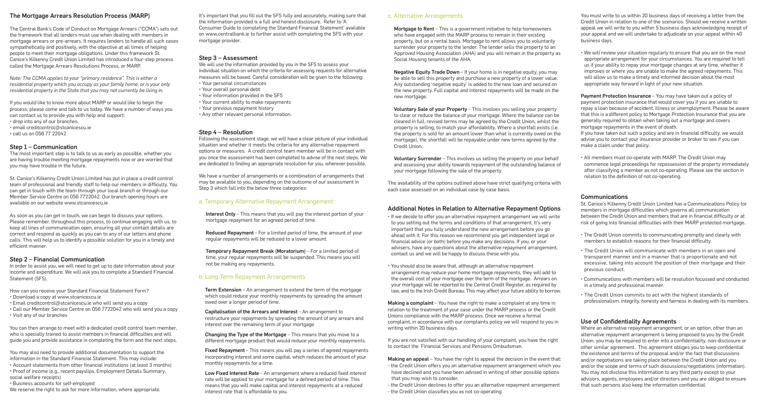## The Mortgage Arrears Resolution Process (MARP)

The Central Bank's Code of Conduct on Mortgage Arrears ("CCMA") sets out the framework that all lenders must use when dealing with members in mortgage arrears or pre-arrears. It requires lenders to handle all such cases sympathetically and positively, with the objective at all times of helping people to meet their mortgage obligations. Under this framework St. Canice's Kilkenny Credit Union Limited has introduced a four-step process called the Mortgage Arrears Resolution Process, or MARP.

*Note: The CCMA applies to your "primary residence". This is either a residential property which you occupy as your family home, or is your only residential property in the State that you may not currently be living in.*

If you would like to know more about MARP or would like to begin the process, please come and talk to us today. We have a number of ways you can contact us to provide you with help and support:

- drop into any of our branches.
- email creditcontrol@stcanicescu.ie
- call us on 056 77 22042

### Step 1 – Communication

The most important step is to talk to us as early as possible, whether you are having trouble meeting mortgage repayments now or are worried that you may have trouble in the future.

St. Canice's Kilkenny Credit Union Limited has put in place a credit control team of professional and friendly staff to help our members in difficulty. You can get in touch with the team through your local branch or through our Member Service Centre on 056 7722042. Our branch opening hours are available on our website www.stcanicescu.ie

As soon as you can get in touch, we can begin to discuss your options. Please remember, throughout this process, to continue engaging with us, to keep all lines of communication open, ensuring all your contact details are correct and respond as quickly as you can to any of our letters and phone calls. This will help us to identify a possible solution for you in a timely and efficient manner.

### Step 2 – Financial Communication

In order to assist you, we will need to get up to date information about your income and expenditure. We will ask you to complete a Standard Financial Statement (SFS).

How can you receive your Standard Financial Statement Form?

- Download a copy at www.stcanicescu.ie
- Email creditcontrol@stcanicescu.ie who will send you a copy
- Call our Member Service Centre on 056 7722042 who will send you a copy
- Visit any of our branches

You can then arrange to meet with a dedicated credit control team member, who is specially trained to assist members in financial difficulties and will guide you and provide assistance in completing the form and the next steps.

You may also need to provide additional documentation to support the information in the Standard Financial Statement. This may include:

- Account statements from other financial institutions (at least 3 months)
- Proof of income (e.g., recent payslips, Employment Details Summary, social welfare receipts)
- Business accounts for self-employed

We reserve the right to ask for more information, where appropriate.

It's important that you fill out the SFS fully and accurately, making sure that the information provided is a full and honest disclosure. Refer to 'A Consumer Guide to completing the Standard Financial Statement' available on www.centralbank.ie to further assist with completing the SFS with your mortgage provider.

### Step 3 – Assessment

We will use the information provided by you in the SFS to assess your individual situation on which the criteria for assessing requests for alternative measures will be based. Careful consideration will be given to the following:

- Your personal circumstances
- Your overall personal debt
- Your information provided in the SFS
- Your current ability to make repayments
- Your previous repayment history
- Any other relevant personal information.

### Step 4 – Resolution

Following the assessment stage, we will have a clear picture of your individual situation and whether it meets the criteria for any alternative repayment options or measures. A credit control team member will be in contact with you once the assessment has been completed to advise of the next steps. We are dedicated to finding an appropriate resolution for you, wherever possible.

We have a number of arrangements or a combination of arrangements that may be available to you, depending on the outcome of our assessment in Step 3 which fall into the below three categories:

#### a. Temporary Alternative Repayment Arrangement

**Interest Only** – This means that you will pay the interest portion of your mortgage repayment for an agreed period of time.

**Reduced Repayment** – For a limited period of time, the amount of your regular repayments will be reduced to a lower amount.

**Temporary Repayment Break (Moratorium)** – For a limited period of time, your regular repayments will be suspended. This means you will not be making any repayments.

#### b. Long Term Repayment Arrangements

**Term Extension** – An arrangement to extend the term of the mortgage which could reduce your monthly repayments by spreading the amount owed over a longer period of time.

**Capitalisation of the Arrears and Interest** – An arrangement to restructure your repayments by spreading the amount of any arrears and interest over the remaining term of your mortgage

**Changing the Type of the Mortgage** – This means that you move to a different mortgage product that would reduce your monthly repayments.

**Fixed Repayment** – This means you will pay a series of agreed repayments incorporating interest and some capital, which reduces the amount of your monthly repayments for a time.

**Low Fixed Interest Rate** – An arrangement where a reduced fixed interest rate will be applied to your mortgage for a defined period of time. This means that you will make capital and interest repayments at a reduced interest rate that is affordable to you.

#### c. Alternative Arrangements

**Mortgage to Rent** – This is a government initiative to help homeowners who have engaged with the MARP process to remain in their existing property, but on a rental basis. Mortgage to rent allows you to voluntarily surrender your property to the lender. The lender sells the property to an Approved Housing Association (AHA) and you will remain in the property as Social Housing tenants of the AHA.

**Negative Equity Trade Down** – If your home is in negative equity, you may be able to sell this property and purchase a new property of a lower value. Any outstanding 'negative equity' is added to the new loan and secured on the new property. Full capital and interest repayments will be made on the new mortgage.

**Voluntary Sale of your Property** – This involves you selling your property to clear or reduce the balance of your mortgage. Where the balance can be cleared in full, revised terms may be agreed by the Credit Union, whilst the property is selling, to match your affordability. Where a shortfall exists (i.e. the property is sold for an amount lower than what is currently owed on the mortgage), the shortfall will be repayable under new terms agreed by the Credit Union.

**Voluntary Surrender** – This involves us selling the property on your behalf and assessing your ability towards repayment of the outstanding balance of your mortgage following the sale of the property.

The availability of the options outlined above have strict qualifying criteria with each case assessed on an individual case by case basis.

### Additional Notes in Relation to Alternative Repayment Options

- If we decide to offer you an alternative repayment arrangement we will write to you setting out the terms and conditions of that arrangement. It's very important that you fully understand the new arrangement before you go ahead with it. For this reason we recommend you get independent legal or financial advice (or both) before you make any decisions. If you, or your advisers, have any questions about the alternative repayment arrangement, contact us and we will be happy to discuss these with you.
- You should also be aware that, although an alternative repayment arrangement may reduce your home mortgage repayments, they will add to the overall cost of your mortgage over the term of the mortgage. Arrears on your mortgage will be reported to the Central Credit Register, as required by law, and to the Irish Credit Bureau. This may affect your future ability to borrow.

**Making a complaint** – You have the right to make a complaint at any time in relation to the treatment of your case under the MARP process or the Credit Unions compliance with the MARP process. Once we receive a formal complaint, in accordance with our complaints policy we will respond to you in writing within 20 business days.

If you are not satisfied with our handling of your complaint, you have the right to contact the Financial Services and Pensions Ombudsman.

**Making an appeal** – You have the right to appeal the decision in the event that:

- the Credit Union offers you an alternative repayment arrangement which you have declined and you have been advised in writing of other possible options that you may wish to consider.
- the Credit Union declines to offer you an alternative repayment arrangement
- the Credit Union classifies you as not co-operating

You must write to us within 20 business days of receiving a letter from the Credit Union in relation to one of the scenarios. Should we receive a written appeal we will write to you within 5 business days acknowledging receipt of your appeal and we will undertake to adjudicate on your appeal within 40 business days.

- We will review your situation regularly to ensure that you are on the most appropriate arrangement for your circumstances. You are required to tell us if your ability to repay your mortgage changes at any time, whether it improves or where you are unable to make the agreed repayments. This will allow us to make a timely and informed decision about the most appropriate way forward in light of your new situation.

**Payment Protection Insurance** – You may have taken out a policy of payment protection insurance that would cover you if you are unable to repay a loan because of accident, illness or unemployment. Please be aware that this is a different policy to Mortgage Protection Insurance that you are generally required to obtain when taking out a mortgage and covers mortgage repayments in the event of death.
If you have taken out such a policy and are in financial difficulty, we would advise you to contact your insurance provider or broker to see if you can make a claim under that policy.

- All members must co-operate with MARP. The Credit Union may commence legal proceedings for repossession of the property immediately after classifying a member as not co-operating. Please see the section in relation to the definition of not co-operating.

### Communications

St. Canice's Kilkenny Credit Union Limited has a Communications Policy for members in mortgage difficulties which governs all communication between the Credit Union and members that are in financial difficulty or at risk of going into financial difficulties with their MARP protected mortgage.

- The Credit Union commits to communicating promptly and clearly with members to establish reasons for their financial difficulty.
- The Credit Union will communicate with members in an open and transparent manner and in a manner that is proportionate and not excessive, taking into account the position of their mortgage and their previous conduct.
- Communications with members will be resolution focussed and conducted in a timely and professional manner.
- The Credit Union commits to act with the highest standards of professionalism, integrity, honesty and fairness in dealing with its members.

### Use of Confidentiality Agreements

Where an alternative repayment arrangement, or an option, other than an alternative repayment arrangement is being proposed to you by the Credit Union, you may be required to enter into a confidentiality, non-disclosure or other similar agreement. This agreement obliges you to keep confidential the existence and terms of the proposal and/or the fact that discussions and/or negotiations are taking place between the Credit Union and you and/or the scope and terms of such discussions/negotiations (information). You may not disclose this Information to any third party except to your advisors, agents, employees and/or directors and you are obliged to ensure that such persons also keep the information confidential.